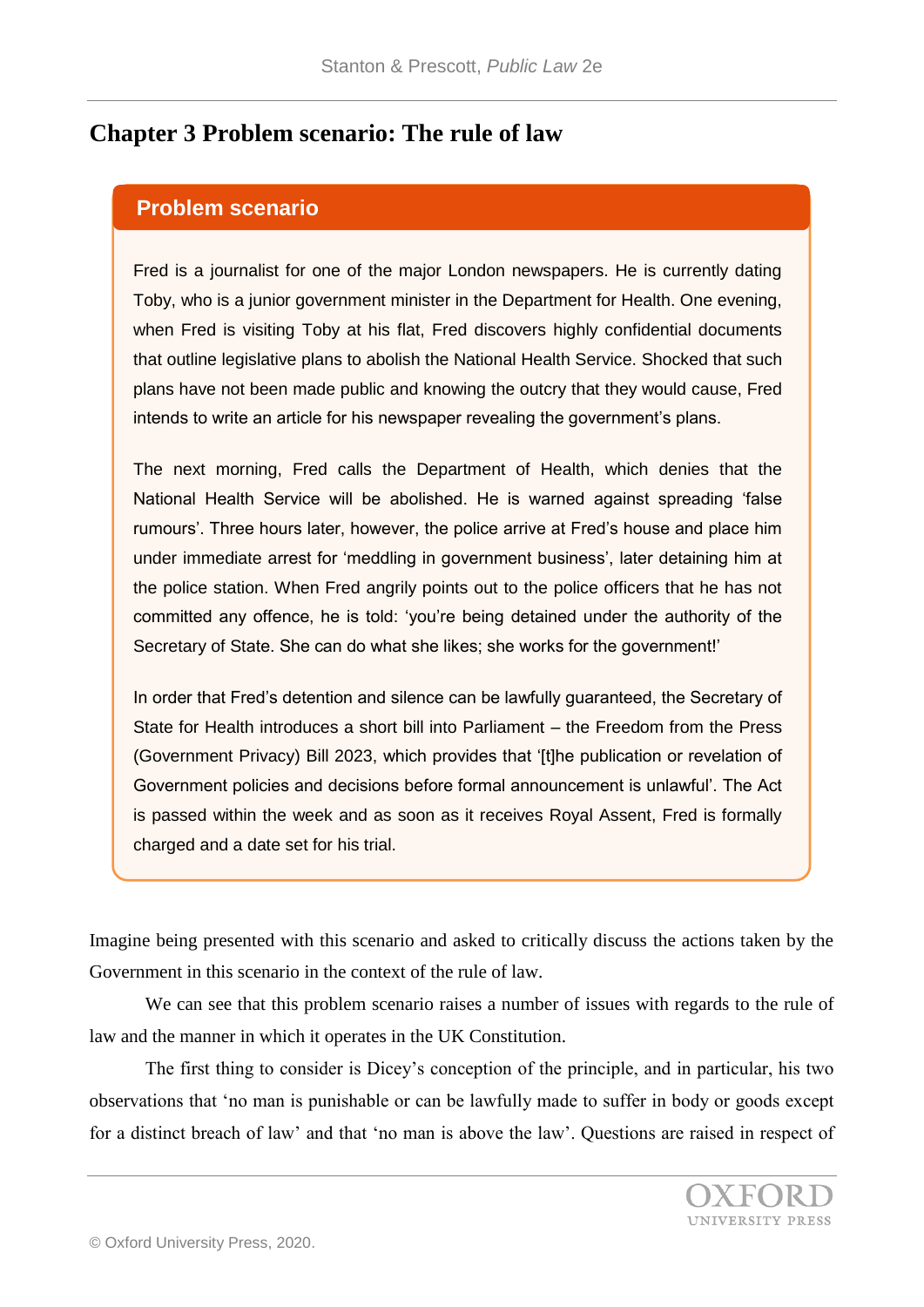# Chapter 3 Problem scenario: The rule of law

## Problem scenario

Fred is a journalist for one of the major London newspapers. He is currently dating Toby, who is a junior government minister in the Department for Health. One evening, when Fred is visiting Toby at his flat, Fred discovers highly confidential documents that outline legislative plans to abolish the National Health Service. Shocked that such plans have not been made public and knowing the outcry that they would cause, Fred intends to write an article for his newspaper revealing the government's plans.

The next morning, Fred calls the Department of Health, which denies that the National Health Service will be abolished. He is warned against spreading 'false rumours'. Three hours later, however, the police arrive at Fred's house and place him under immediate arrest for 'meddling in government business', later detaining him at the police station. When Fred angrily points out to the police officers that he has not committed any offence, he is told: 'you're being detained under the authority of the Secretary of State. She can do what she likes; she works for the government!'

In order that Fred's detention and silence can be lawfully guaranteed, the Secretary of State for Health introduces a short bill into Parliament – the Freedom from the Press (Government Privacy) Bill 2023, which provides that '[t]he publication or revelation of Government policies and decisions before formal announcement is unlawful'. The Act is passed within the week and as soon as it receives Royal Assent, Fred is formally charged and a date set for his trial.

Imagine being presented with this scenario and asked to critically discuss the actions taken by the Government in this scenario in the context of the rule of law.

We can see that this problem scenario raises a number of issues with regards to the rule of law and the manner in which it operates in the UK Constitution.

The first thing to consider is Dicey's conception of the principle, and in particular, his two observations that 'no man is punishable or can be lawfully made to suffer in body or goods except for a distinct breach of law' and that 'no man is above the law'. Questions are raised in respect of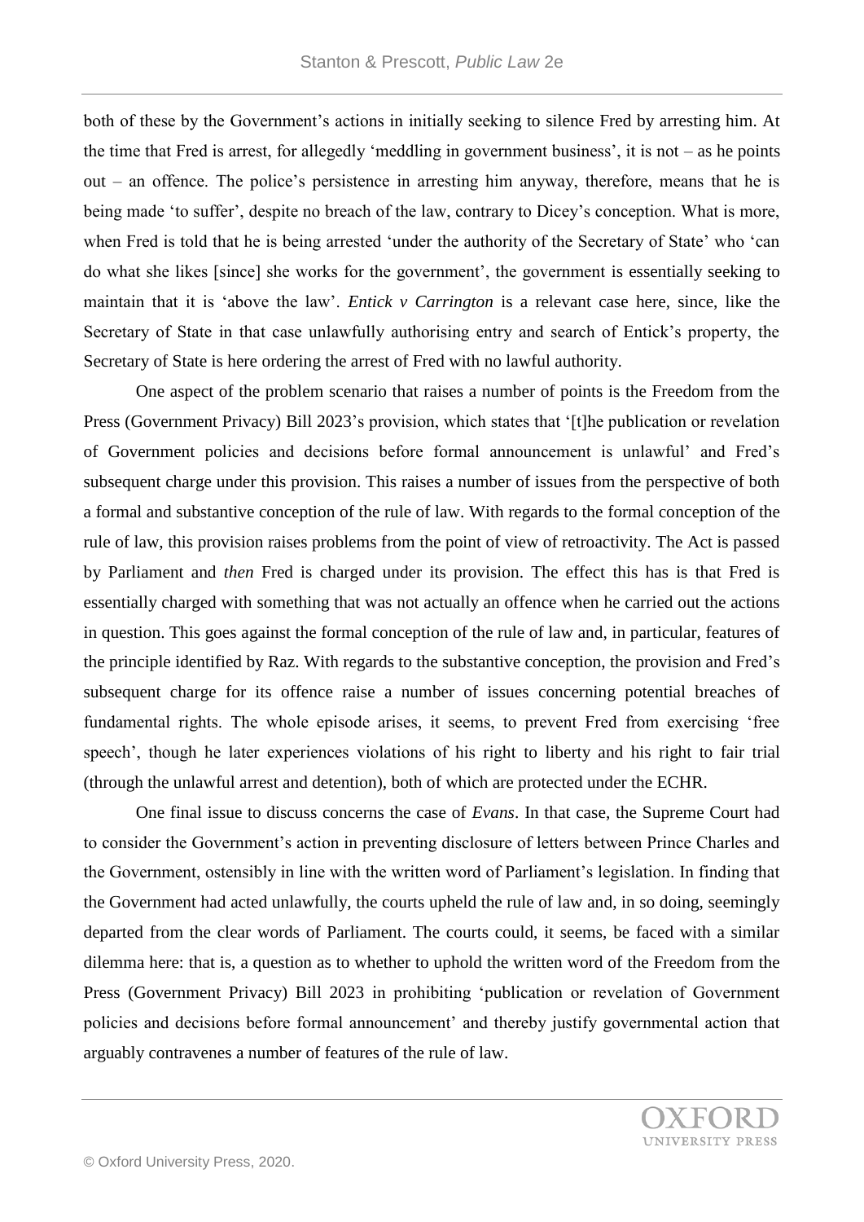both of these by the Government's actions in initially seeking to silence Fred by arresting him. At the time that Fred is arrest, for allegedly 'meddling in government business', it is not – as he points out – an offence. The police's persistence in arresting him anyway, therefore, means that he is being made 'to suffer', despite no breach of the law, contrary to Dicey's conception. What is more, when Fred is told that he is being arrested 'under the authority of the Secretary of State' who 'can do what she likes [since] she works for the government', the government is essentially seeking to maintain that it is 'above the law'. *Entick v Carrington* is a relevant case here, since, like the Secretary of State in that case unlawfully authorising entry and search of Entick's property, the Secretary of State is here ordering the arrest of Fred with no lawful authority.

One aspect of the problem scenario that raises a number of points is the Freedom from the Press (Government Privacy) Bill 2023's provision, which states that '[t]he publication or revelation of Government policies and decisions before formal announcement is unlawful' and Fred's subsequent charge under this provision. This raises a number of issues from the perspective of both a formal and substantive conception of the rule of law. With regards to the formal conception of the rule of law, this provision raises problems from the point of view of retroactivity. The Act is passed by Parliament and *then* Fred is charged under its provision. The effect this has is that Fred is essentially charged with something that was not actually an offence when he carried out the actions in question. This goes against the formal conception of the rule of law and, in particular, features of the principle identified by Raz. With regards to the substantive conception, the provision and Fred's subsequent charge for its offence raise a number of issues concerning potential breaches of fundamental rights. The whole episode arises, it seems, to prevent Fred from exercising 'free speech', though he later experiences violations of his right to liberty and his right to fair trial (through the unlawful arrest and detention), both of which are protected under the ECHR.

One final issue to discuss concerns the case of *Evans*. In that case, the Supreme Court had to consider the Government's action in preventing disclosure of letters between Prince Charles and the Government, ostensibly in line with the written word of Parliament's legislation. In finding that the Government had acted unlawfully, the courts upheld the rule of law and, in so doing, seemingly departed from the clear words of Parliament. The courts could, it seems, be faced with a similar dilemma here: that is, a question as to whether to uphold the written word of the Freedom from the Press (Government Privacy) Bill 2023 in prohibiting 'publication or revelation of Government policies and decisions before formal announcement' and thereby justify governmental action that arguably contravenes a number of features of the rule of law.